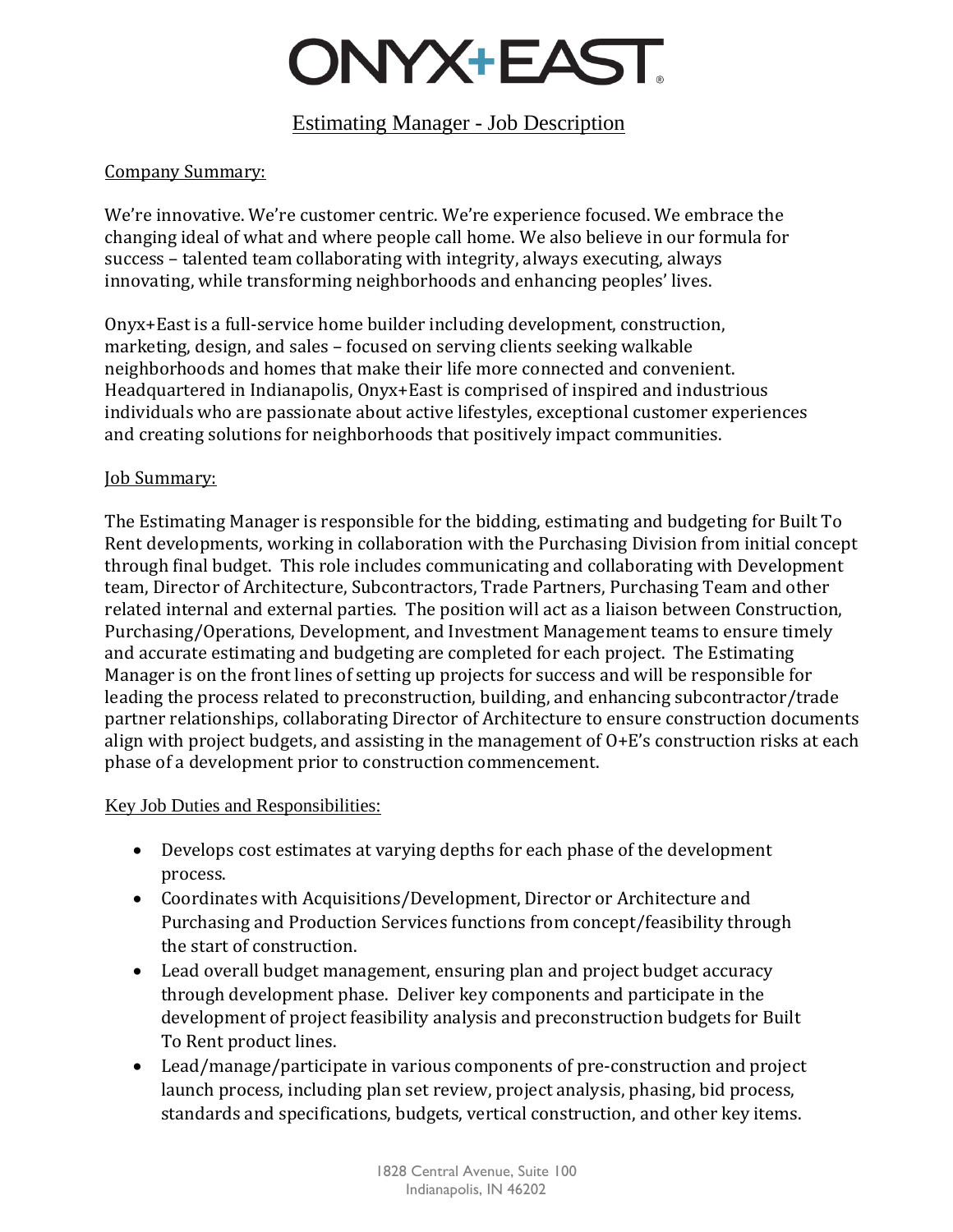# ONYX+EAST

## Estimating Manager - Job Description

### Company Summary:

We're innovative. We're customer centric. We're experience focused. We embrace the changing ideal of what and where people call home. We also believe in our formula for success – talented team collaborating with integrity, always executing, always innovating, while transforming neighborhoods and enhancing peoples' lives.

Onyx+East is a full-service home builder including development, construction, marketing, design, and sales – focused on serving clients seeking walkable neighborhoods and homes that make their life more connected and convenient. Headquartered in Indianapolis, Onyx+East is comprised of inspired and industrious individuals who are passionate about active lifestyles, exceptional customer experiences and creating solutions for neighborhoods that positively impact communities.

### Job Summary:

The Estimating Manager is responsible for the bidding, estimating and budgeting for Built To Rent developments, working in collaboration with the Purchasing Division from initial concept through final budget. This role includes communicating and collaborating with Development team, Director of Architecture, Subcontractors, Trade Partners, Purchasing Team and other related internal and external parties. The position will act as a liaison between Construction, Purchasing/Operations, Development, and Investment Management teams to ensure timely and accurate estimating and budgeting are completed for each project. The Estimating Manager is on the front lines of setting up projects for success and will be responsible for leading the process related to preconstruction, building, and enhancing subcontractor/trade partner relationships, collaborating Director of Architecture to ensure construction documents align with project budgets, and assisting in the management of O+E's construction risks at each phase of a development prior to construction commencement.

### Key Job Duties and Responsibilities:

- Develops cost estimates at varying depths for each phase of the development process.
- Coordinates with Acquisitions/Development, Director or Architecture and Purchasing and Production Services functions from concept/feasibility through the start of construction.
- Lead overall budget management, ensuring plan and project budget accuracy through development phase. Deliver key components and participate in the development of project feasibility analysis and preconstruction budgets for Built To Rent product lines.
- Lead/manage/participate in various components of pre-construction and project launch process, including plan set review, project analysis, phasing, bid process, standards and specifications, budgets, vertical construction, and other key items.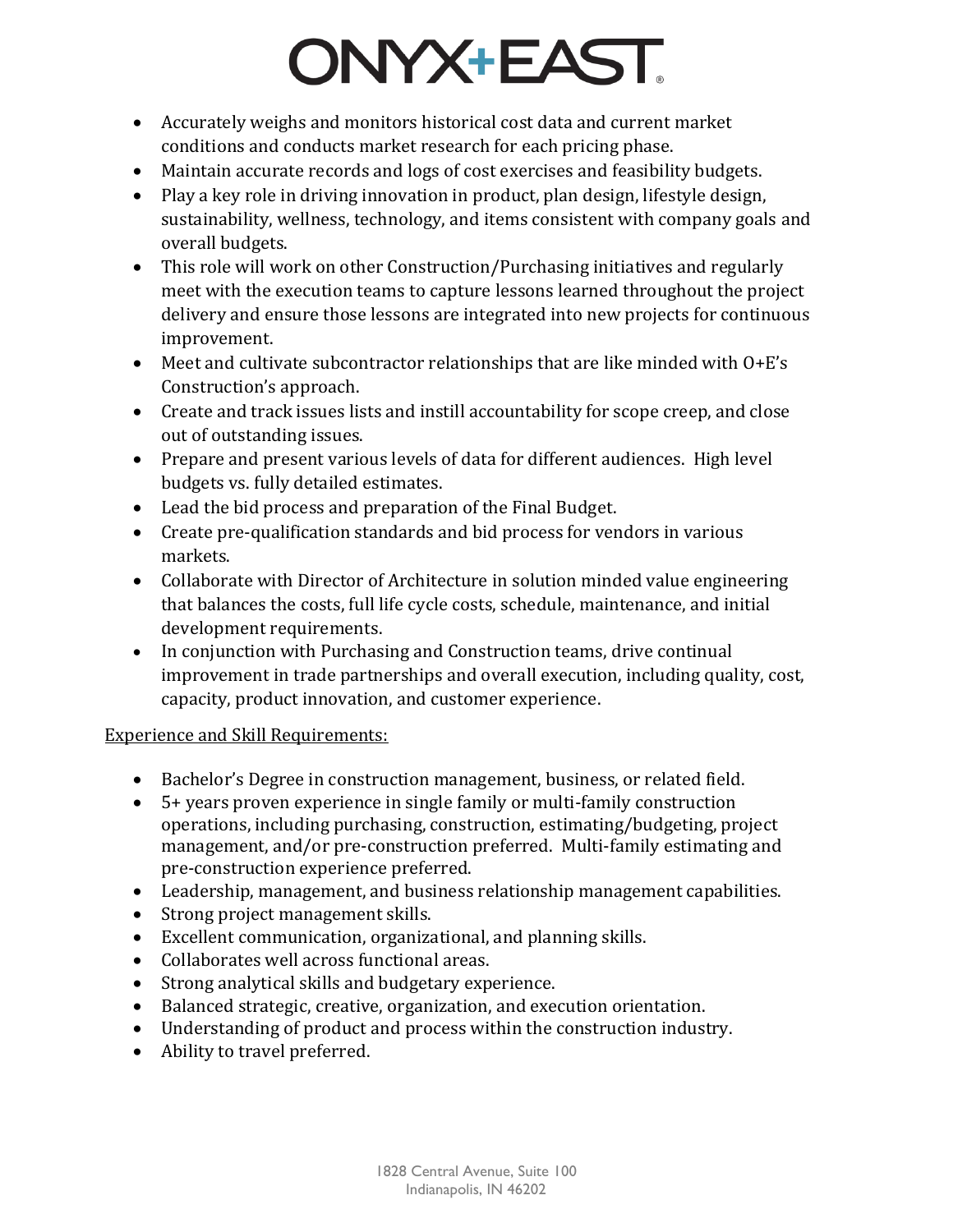- Accurately weighs and monitors historical cost data and current market conditions and conducts market research for each pricing phase.
- Maintain accurate records and logs of cost exercises and feasibility budgets.
- Play a key role in driving innovation in product, plan design, lifestyle design, sustainability, wellness, technology, and items consistent with company goals and overall budgets.
- This role will work on other Construction/Purchasing initiatives and regularly meet with the execution teams to capture lessons learned throughout the project delivery and ensure those lessons are integrated into new projects for continuous improvement.
- Meet and cultivate subcontractor relationships that are like minded with O+E's Construction's approach.
- Create and track issues lists and instill accountability for scope creep, and close out of outstanding issues.
- Prepare and present various levels of data for different audiences. High level budgets vs. fully detailed estimates.
- Lead the bid process and preparation of the Final Budget.
- Create pre-qualification standards and bid process for vendors in various markets.
- Collaborate with Director of Architecture in solution minded value engineering that balances the costs, full life cycle costs, schedule, maintenance, and initial development requirements.
- In conjunction with Purchasing and Construction teams, drive continual improvement in trade partnerships and overall execution, including quality, cost, capacity, product innovation, and customer experience.

Experience and Skill Requirements:

- Bachelor's Degree in construction management, business, or related field.
- 5+ years proven experience in single family or multi-family construction operations, including purchasing, construction, estimating/budgeting, project management, and/or pre-construction preferred. Multi-family estimating and pre-construction experience preferred.
- Leadership, management, and business relationship management capabilities.
- Strong project management skills.
- Excellent communication, organizational, and planning skills.
- Collaborates well across functional areas.
- Strong analytical skills and budgetary experience.
- Balanced strategic, creative, organization, and execution orientation.
- Understanding of product and process within the construction industry.
- Ability to travel preferred.